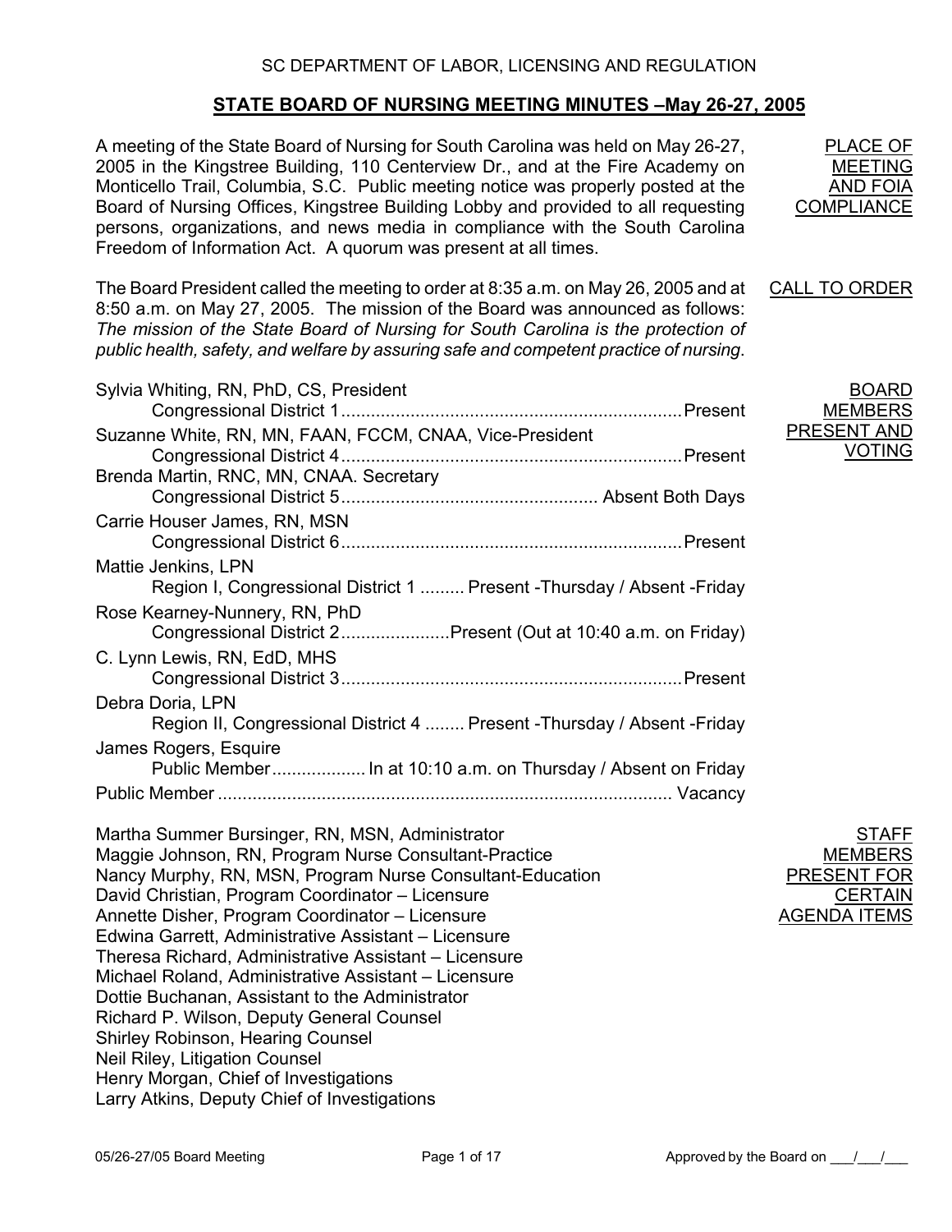SC DEPARTMENT OF LABOR, LICENSING AND REGULATION

# STATE BOARD OF NURSING MEETING MINUTES –May 26-27, 2005

**PLACE OF MEETING AND FOIA COMPLIANCE**

A meeting of the State Board of Nursing for South Carolina was held on May 26-27, 2005 in the Kingstree Building, 110 Centerview Dr., and at the Fire Academy on Monticello Trail, Columbia, S.C. Public meeting notice was properly posted at the Board of Nursing Offices, Kingstree Building Lobby and provided to all requesting persons, organizations, and news media in compliance with the South Carolina Freedom of Information Act. A quorum was present at all times.

**CALL TO ORDER**

The Board President called the meeting to order at 8:35 a.m. on May 26, 2005 and at 8:50 a.m. on May 27, 2005. The mission of the Board was announced as follows: *The mission of the State Board of Nursing for South Carolina is the protection of public health, safety, and welfare by assuring safe and competent practice of nursing*.

**BOARD MEMBERS PRESENT AND VOTING**

Sylvia Whiting, RN, PhD, CS, President
Congressional District 1 .......... Present

Suzanne White, RN, MN, FAAN, FCCM, CNAA, Vice-President
Congressional District 4 .......... Present

Brenda Martin, RNC, MN, CNAA. Secretary
Congressional District 5 .......... Absent Both Days

Carrie Houser James, RN, MSN
Congressional District 6 .......... Present

Mattie Jenkins, LPN
Region I, Congressional District 1 .......... Present -Thursday / Absent -Friday

Rose Kearney-Nunnery, RN, PhD
Congressional District 2 .......... Present (Out at 10:40 a.m. on Friday)

C. Lynn Lewis, RN, EdD, MHS
Congressional District 3 .......... Present

Debra Doria, LPN
Region II, Congressional District 4 .......... Present -Thursday / Absent -Friday

James Rogers, Esquire
Public Member .......... In at 10:10 a.m. on Thursday / Absent on Friday

Public Member .......... Vacancy

**STAFF MEMBERS PRESENT FOR CERTAIN AGENDA ITEMS**

Martha Summer Bursinger, RN, MSN, Administrator
Maggie Johnson, RN, Program Nurse Consultant-Practice
Nancy Murphy, RN, MSN, Program Nurse Consultant-Education
David Christian, Program Coordinator – Licensure
Annette Disher, Program Coordinator – Licensure
Edwina Garrett, Administrative Assistant – Licensure
Theresa Richard, Administrative Assistant – Licensure
Michael Roland, Administrative Assistant – Licensure
Dottie Buchanan, Assistant to the Administrator
Richard P. Wilson, Deputy General Counsel
Shirley Robinson, Hearing Counsel
Neil Riley, Litigation Counsel
Henry Morgan, Chief of Investigations
Larry Atkins, Deputy Chief of Investigations

Approved by the Board on ___/___/___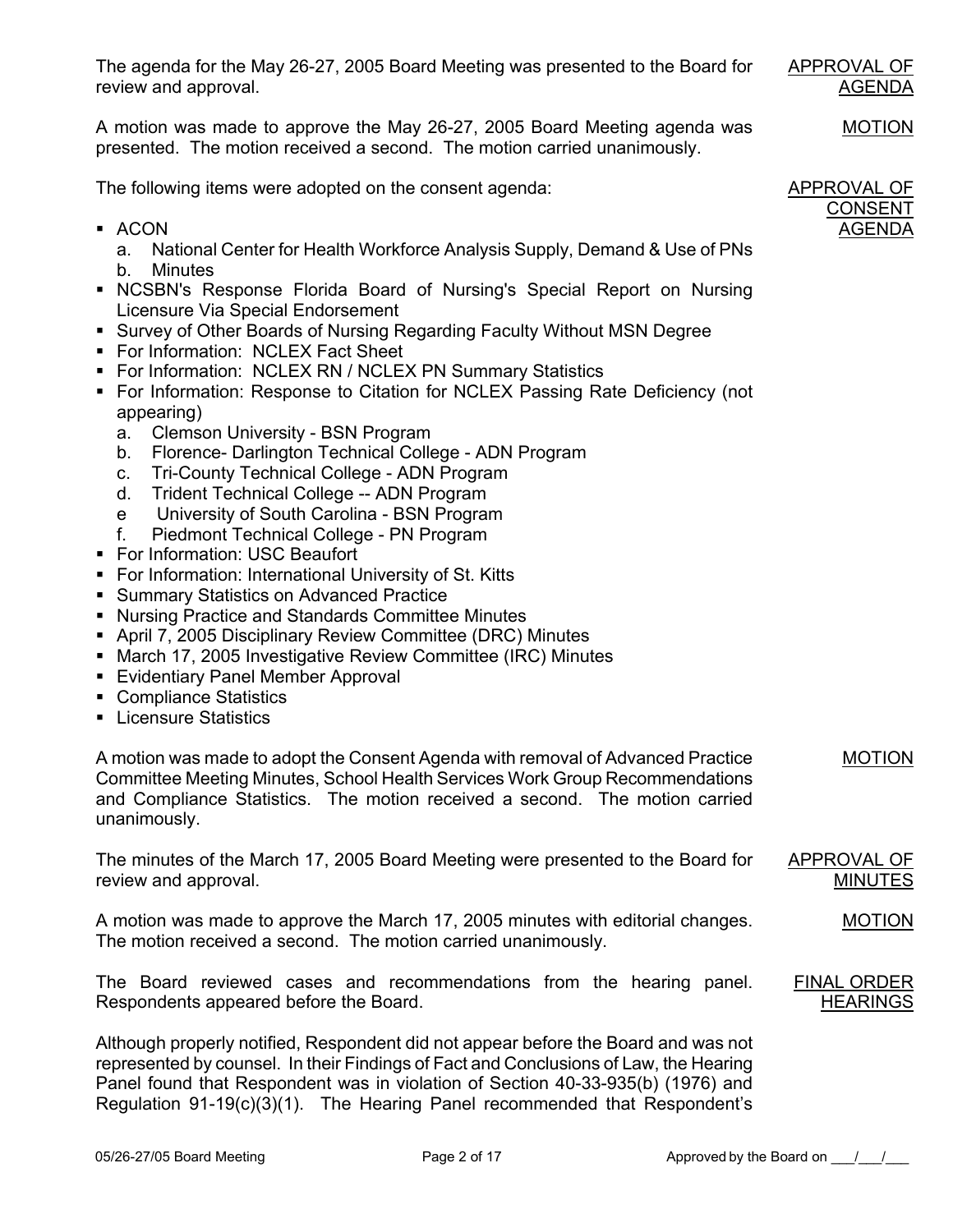**APPROVAL OF AGENDA**

The agenda for the May 26-27, 2005 Board Meeting was presented to the Board for review and approval.

**MOTION**

A motion was made to approve the May 26-27, 2005 Board Meeting agenda was presented. The motion received a second. The motion carried unanimously.

**APPROVAL OF CONSENT AGENDA**

The following items were adopted on the consent agenda:

- ACON
  - a. National Center for Health Workforce Analysis Supply, Demand & Use of PNs
  - b. Minutes
- NCSBN's Response Florida Board of Nursing's Special Report on Nursing Licensure Via Special Endorsement
- Survey of Other Boards of Nursing Regarding Faculty Without MSN Degree
- For Information: NCLEX Fact Sheet
- For Information: NCLEX RN / NCLEX PN Summary Statistics
- For Information: Response to Citation for NCLEX Passing Rate Deficiency (not appearing)
  - a. Clemson University - BSN Program
  - b. Florence- Darlington Technical College - ADN Program
  - c. Tri-County Technical College - ADN Program
  - d. Trident Technical College -- ADN Program
  - e University of South Carolina - BSN Program
  - f. Piedmont Technical College - PN Program
- For Information: USC Beaufort
- For Information: International University of St. Kitts
- Summary Statistics on Advanced Practice
- Nursing Practice and Standards Committee Minutes
- April 7, 2005 Disciplinary Review Committee (DRC) Minutes
- March 17, 2005 Investigative Review Committee (IRC) Minutes
- Evidentiary Panel Member Approval
- Compliance Statistics
- Licensure Statistics

**MOTION**

A motion was made to adopt the Consent Agenda with removal of Advanced Practice Committee Meeting Minutes, School Health Services Work Group Recommendations and Compliance Statistics. The motion received a second. The motion carried unanimously.

**APPROVAL OF MINUTES**

The minutes of the March 17, 2005 Board Meeting were presented to the Board for review and approval.

**MOTION**

A motion was made to approve the March 17, 2005 minutes with editorial changes. The motion received a second. The motion carried unanimously.

**FINAL ORDER HEARINGS**

The Board reviewed cases and recommendations from the hearing panel. Respondents appeared before the Board.

Although properly notified, Respondent did not appear before the Board and was not represented by counsel. In their Findings of Fact and Conclusions of Law, the Hearing Panel found that Respondent was in violation of Section 40-33-935(b) (1976) and Regulation 91-19(c)(3)(1). The Hearing Panel recommended that Respondent's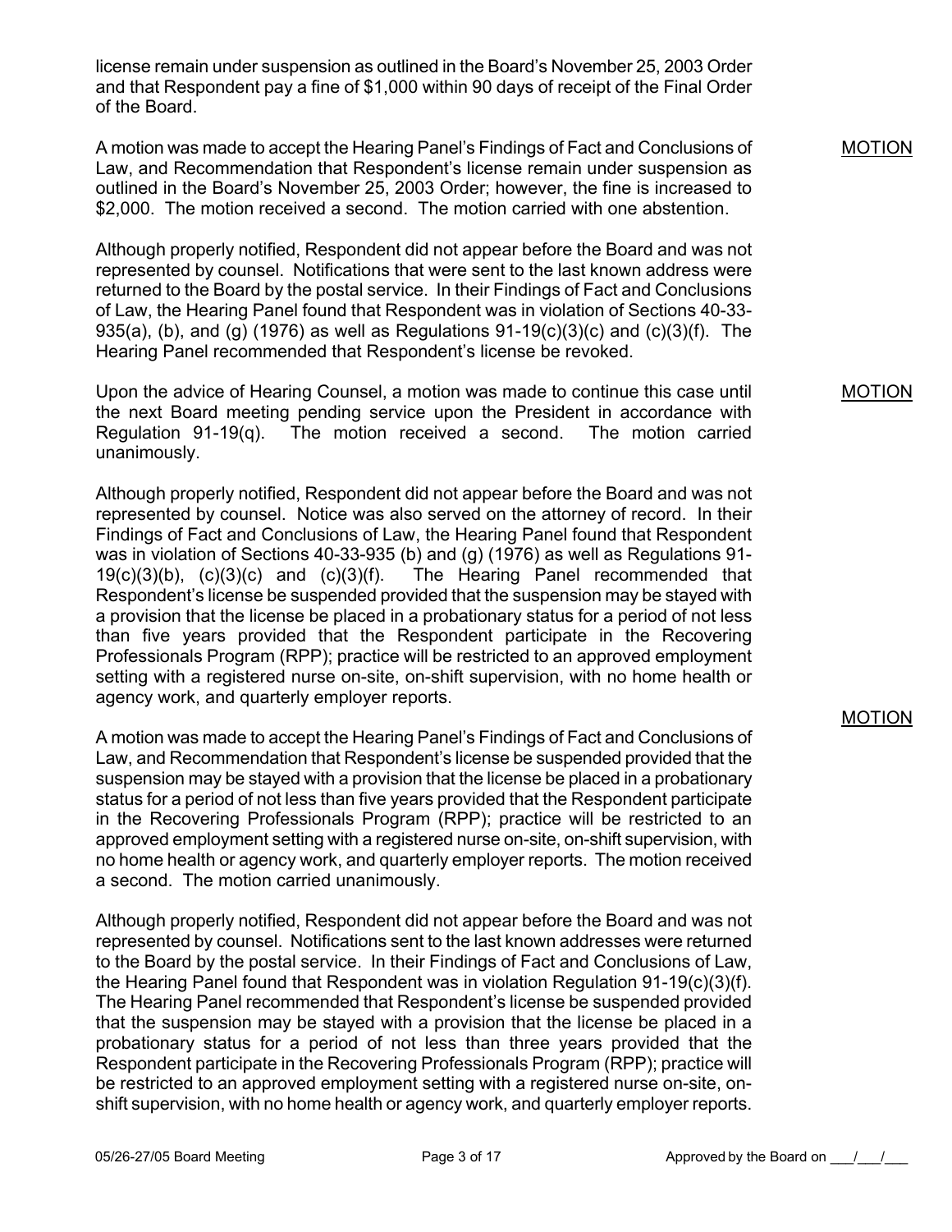license remain under suspension as outlined in the Board's November 25, 2003 Order and that Respondent pay a fine of $1,000 within 90 days of receipt of the Final Order of the Board.

MOTION

A motion was made to accept the Hearing Panel's Findings of Fact and Conclusions of Law, and Recommendation that Respondent's license remain under suspension as outlined in the Board's November 25, 2003 Order; however, the fine is increased to $2,000. The motion received a second. The motion carried with one abstention.

Although properly notified, Respondent did not appear before the Board and was not represented by counsel. Notifications that were sent to the last known address were returned to the Board by the postal service. In their Findings of Fact and Conclusions of Law, the Hearing Panel found that Respondent was in violation of Sections 40-33-935(a), (b), and (g) (1976) as well as Regulations 91-19(c)(3)(c) and (c)(3)(f). The Hearing Panel recommended that Respondent's license be revoked.

MOTION

Upon the advice of Hearing Counsel, a motion was made to continue this case until the next Board meeting pending service upon the President in accordance with Regulation 91-19(q). The motion received a second. The motion carried unanimously.

Although properly notified, Respondent did not appear before the Board and was not represented by counsel. Notice was also served on the attorney of record. In their Findings of Fact and Conclusions of Law, the Hearing Panel found that Respondent was in violation of Sections 40-33-935 (b) and (g) (1976) as well as Regulations 91-19(c)(3)(b), (c)(3)(c) and (c)(3)(f). The Hearing Panel recommended that Respondent's license be suspended provided that the suspension may be stayed with a provision that the license be placed in a probationary status for a period of not less than five years provided that the Respondent participate in the Recovering Professionals Program (RPP); practice will be restricted to an approved employment setting with a registered nurse on-site, on-shift supervision, with no home health or agency work, and quarterly employer reports.

MOTION

A motion was made to accept the Hearing Panel's Findings of Fact and Conclusions of Law, and Recommendation that Respondent's license be suspended provided that the suspension may be stayed with a provision that the license be placed in a probationary status for a period of not less than five years provided that the Respondent participate in the Recovering Professionals Program (RPP); practice will be restricted to an approved employment setting with a registered nurse on-site, on-shift supervision, with no home health or agency work, and quarterly employer reports. The motion received a second. The motion carried unanimously.

Although properly notified, Respondent did not appear before the Board and was not represented by counsel. Notifications sent to the last known addresses were returned to the Board by the postal service. In their Findings of Fact and Conclusions of Law, the Hearing Panel found that Respondent was in violation Regulation 91-19(c)(3)(f). The Hearing Panel recommended that Respondent's license be suspended provided that the suspension may be stayed with a provision that the license be placed in a probationary status for a period of not less than three years provided that the Respondent participate in the Recovering Professionals Program (RPP); practice will be restricted to an approved employment setting with a registered nurse on-site, on-shift supervision, with no home health or agency work, and quarterly employer reports.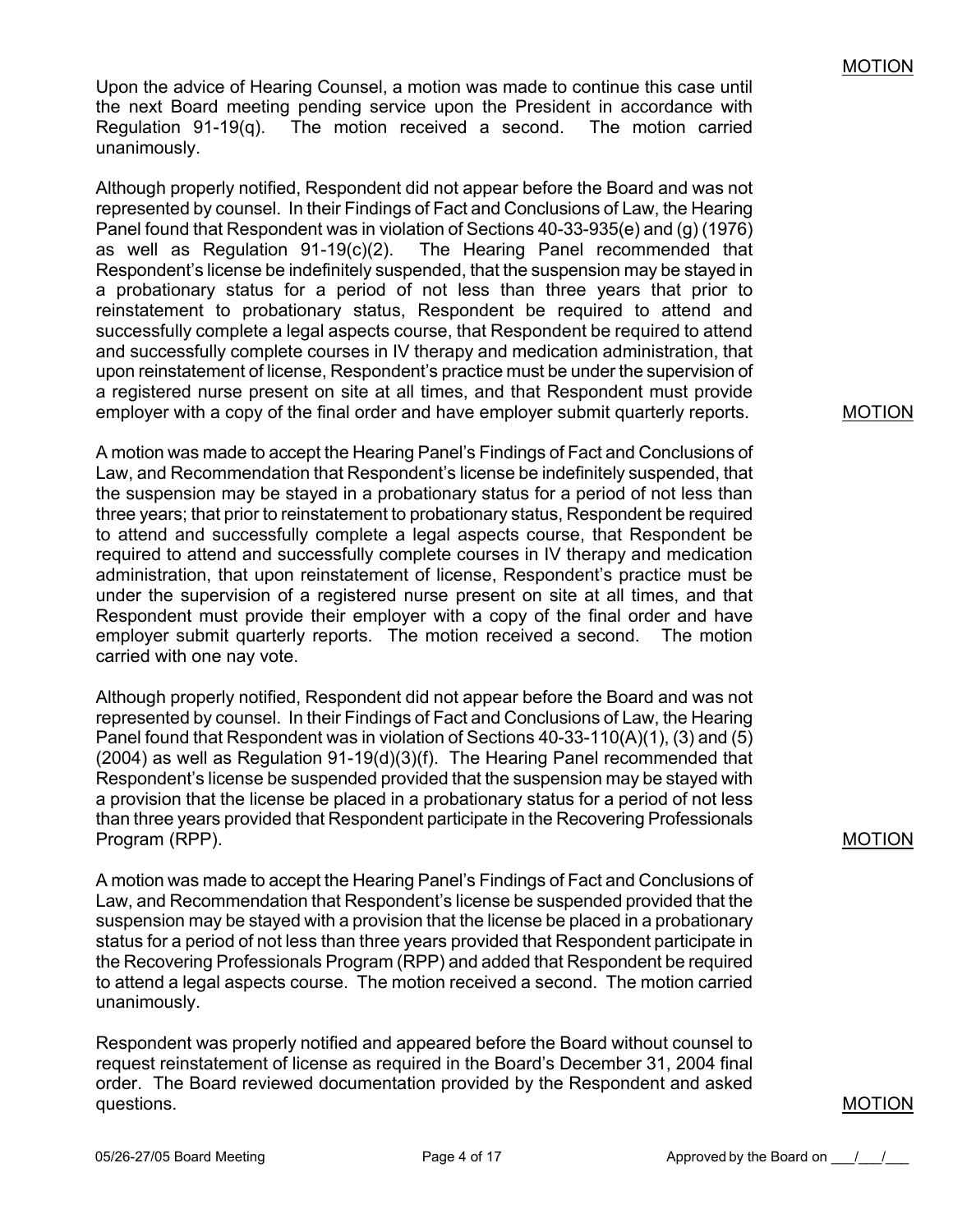MOTION

Upon the advice of Hearing Counsel, a motion was made to continue this case until the next Board meeting pending service upon the President in accordance with Regulation 91-19(q). The motion received a second. The motion carried unanimously.

Although properly notified, Respondent did not appear before the Board and was not represented by counsel. In their Findings of Fact and Conclusions of Law, the Hearing Panel found that Respondent was in violation of Sections 40-33-935(e) and (g) (1976) as well as Regulation 91-19(c)(2). The Hearing Panel recommended that Respondent's license be indefinitely suspended, that the suspension may be stayed in a probationary status for a period of not less than three years that prior to reinstatement to probationary status, Respondent be required to attend and successfully complete a legal aspects course, that Respondent be required to attend and successfully complete courses in IV therapy and medication administration, that upon reinstatement of license, Respondent's practice must be under the supervision of a registered nurse present on site at all times, and that Respondent must provide employer with a copy of the final order and have employer submit quarterly reports.

MOTION

A motion was made to accept the Hearing Panel's Findings of Fact and Conclusions of Law, and Recommendation that Respondent's license be indefinitely suspended, that the suspension may be stayed in a probationary status for a period of not less than three years; that prior to reinstatement to probationary status, Respondent be required to attend and successfully complete a legal aspects course, that Respondent be required to attend and successfully complete courses in IV therapy and medication administration, that upon reinstatement of license, Respondent's practice must be under the supervision of a registered nurse present on site at all times, and that Respondent must provide their employer with a copy of the final order and have employer submit quarterly reports. The motion received a second. The motion carried with one nay vote.

Although properly notified, Respondent did not appear before the Board and was not represented by counsel. In their Findings of Fact and Conclusions of Law, the Hearing Panel found that Respondent was in violation of Sections 40-33-110(A)(1), (3) and (5) (2004) as well as Regulation 91-19(d)(3)(f). The Hearing Panel recommended that Respondent's license be suspended provided that the suspension may be stayed with a provision that the license be placed in a probationary status for a period of not less than three years provided that Respondent participate in the Recovering Professionals Program (RPP).

MOTION

A motion was made to accept the Hearing Panel's Findings of Fact and Conclusions of Law, and Recommendation that Respondent's license be suspended provided that the suspension may be stayed with a provision that the license be placed in a probationary status for a period of not less than three years provided that Respondent participate in the Recovering Professionals Program (RPP) and added that Respondent be required to attend a legal aspects course. The motion received a second. The motion carried unanimously.

Respondent was properly notified and appeared before the Board without counsel to request reinstatement of license as required in the Board's December 31, 2004 final order. The Board reviewed documentation provided by the Respondent and asked questions.

MOTION

05/26-27/05 Board Meeting — Approved by the Board on \_\_\_/\_\_\_/\_\_\_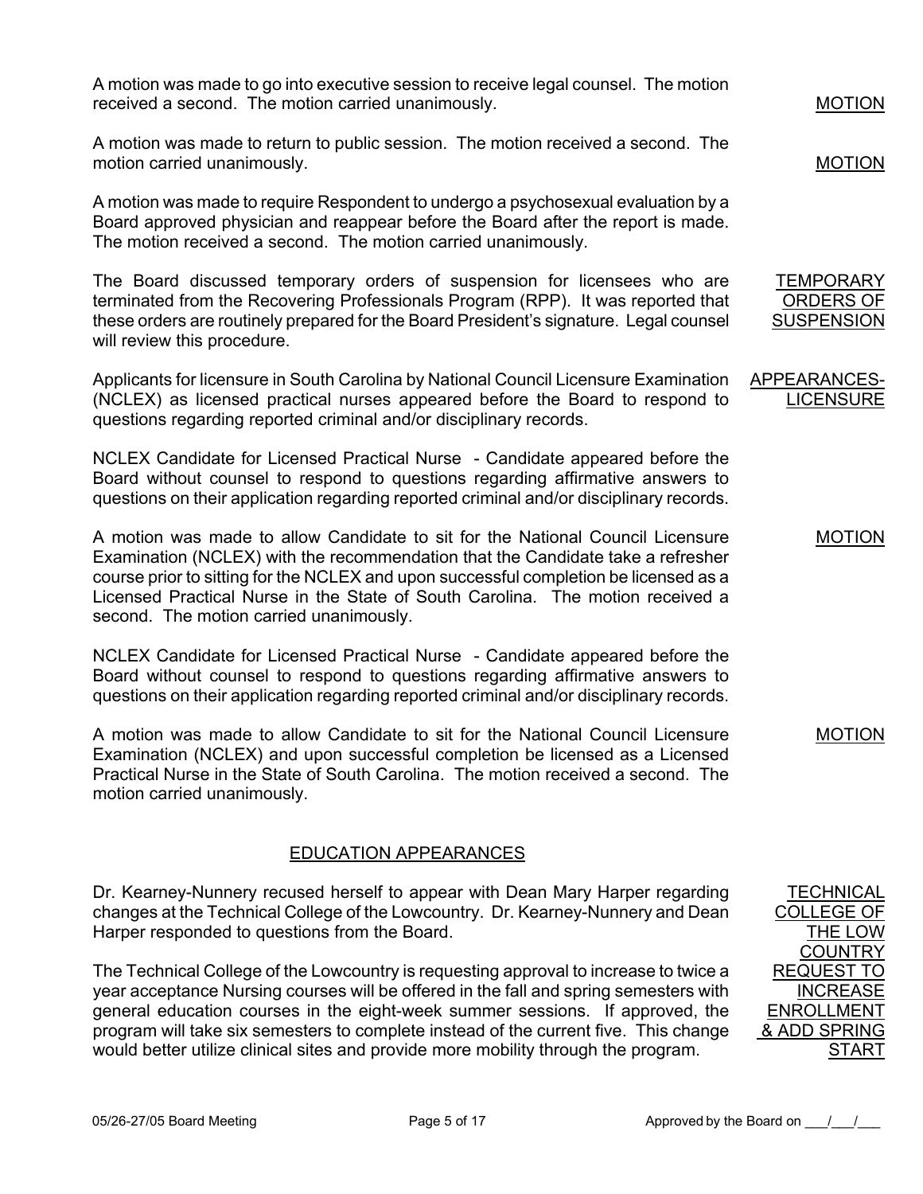A motion was made to go into executive session to receive legal counsel. The motion received a second. The motion carried unanimously.

MOTION

A motion was made to return to public session. The motion received a second. The motion carried unanimously.

MOTION

A motion was made to require Respondent to undergo a psychosexual evaluation by a Board approved physician and reappear before the Board after the report is made. The motion received a second. The motion carried unanimously.

TEMPORARY ORDERS OF SUSPENSION

The Board discussed temporary orders of suspension for licensees who are terminated from the Recovering Professionals Program (RPP). It was reported that these orders are routinely prepared for the Board President's signature. Legal counsel will review this procedure.

APPEARANCES-LICENSURE

Applicants for licensure in South Carolina by National Council Licensure Examination (NCLEX) as licensed practical nurses appeared before the Board to respond to questions regarding reported criminal and/or disciplinary records.

NCLEX Candidate for Licensed Practical Nurse - Candidate appeared before the Board without counsel to respond to questions regarding affirmative answers to questions on their application regarding reported criminal and/or disciplinary records.

MOTION

A motion was made to allow Candidate to sit for the National Council Licensure Examination (NCLEX) with the recommendation that the Candidate take a refresher course prior to sitting for the NCLEX and upon successful completion be licensed as a Licensed Practical Nurse in the State of South Carolina. The motion received a second. The motion carried unanimously.

NCLEX Candidate for Licensed Practical Nurse - Candidate appeared before the Board without counsel to respond to questions regarding affirmative answers to questions on their application regarding reported criminal and/or disciplinary records.

MOTION

A motion was made to allow Candidate to sit for the National Council Licensure Examination (NCLEX) and upon successful completion be licensed as a Licensed Practical Nurse in the State of South Carolina. The motion received a second. The motion carried unanimously.

## EDUCATION APPEARANCES

TECHNICAL COLLEGE OF THE LOW COUNTRY REQUEST TO INCREASE ENROLLMENT & ADD SPRING START

Dr. Kearney-Nunnery recused herself to appear with Dean Mary Harper regarding changes at the Technical College of the Lowcountry. Dr. Kearney-Nunnery and Dean Harper responded to questions from the Board.

The Technical College of the Lowcountry is requesting approval to increase to twice a year acceptance Nursing courses will be offered in the fall and spring semesters with general education courses in the eight-week summer sessions. If approved, the program will take six semesters to complete instead of the current five. This change would better utilize clinical sites and provide more mobility through the program.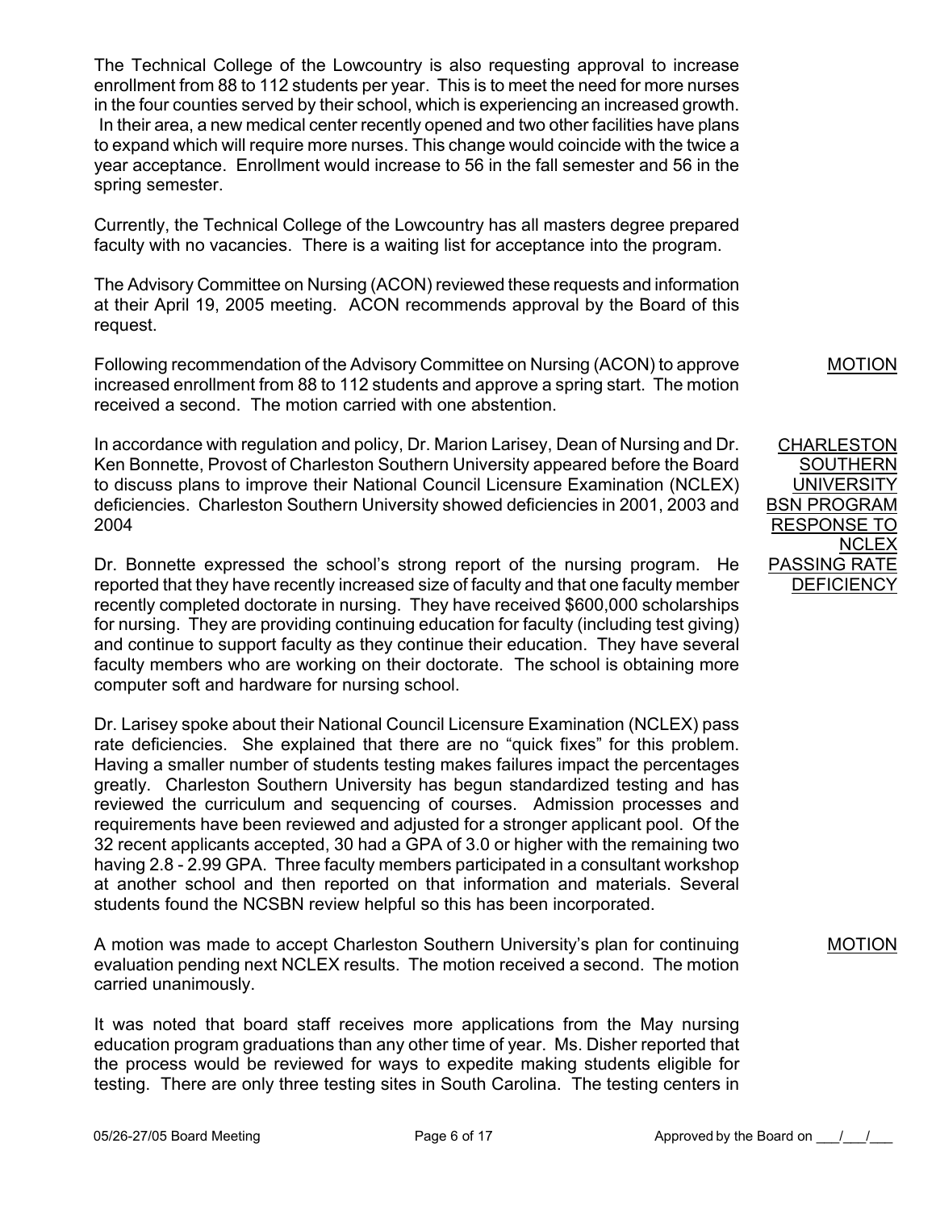The Technical College of the Lowcountry is also requesting approval to increase enrollment from 88 to 112 students per year. This is to meet the need for more nurses in the four counties served by their school, which is experiencing an increased growth. In their area, a new medical center recently opened and two other facilities have plans to expand which will require more nurses. This change would coincide with the twice a year acceptance. Enrollment would increase to 56 in the fall semester and 56 in the spring semester.

Currently, the Technical College of the Lowcountry has all masters degree prepared faculty with no vacancies. There is a waiting list for acceptance into the program.

The Advisory Committee on Nursing (ACON) reviewed these requests and information at their April 19, 2005 meeting. ACON recommends approval by the Board of this request.

MOTION

Following recommendation of the Advisory Committee on Nursing (ACON) to approve increased enrollment from 88 to 112 students and approve a spring start. The motion received a second. The motion carried with one abstention.

CHARLESTON SOUTHERN UNIVERSITY BSN PROGRAM RESPONSE TO NCLEX PASSING RATE DEFICIENCY

In accordance with regulation and policy, Dr. Marion Larisey, Dean of Nursing and Dr. Ken Bonnette, Provost of Charleston Southern University appeared before the Board to discuss plans to improve their National Council Licensure Examination (NCLEX) deficiencies. Charleston Southern University showed deficiencies in 2001, 2003 and 2004

Dr. Bonnette expressed the school's strong report of the nursing program. He reported that they have recently increased size of faculty and that one faculty member recently completed doctorate in nursing. They have received $600,000 scholarships for nursing. They are providing continuing education for faculty (including test giving) and continue to support faculty as they continue their education. They have several faculty members who are working on their doctorate. The school is obtaining more computer soft and hardware for nursing school.

Dr. Larisey spoke about their National Council Licensure Examination (NCLEX) pass rate deficiencies. She explained that there are no "quick fixes" for this problem. Having a smaller number of students testing makes failures impact the percentages greatly. Charleston Southern University has begun standardized testing and has reviewed the curriculum and sequencing of courses. Admission processes and requirements have been reviewed and adjusted for a stronger applicant pool. Of the 32 recent applicants accepted, 30 had a GPA of 3.0 or higher with the remaining two having 2.8 - 2.99 GPA. Three faculty members participated in a consultant workshop at another school and then reported on that information and materials. Several students found the NCSBN review helpful so this has been incorporated.

MOTION

A motion was made to accept Charleston Southern University's plan for continuing evaluation pending next NCLEX results. The motion received a second. The motion carried unanimously.

It was noted that board staff receives more applications from the May nursing education program graduations than any other time of year. Ms. Disher reported that the process would be reviewed for ways to expedite making students eligible for testing. There are only three testing sites in South Carolina. The testing centers in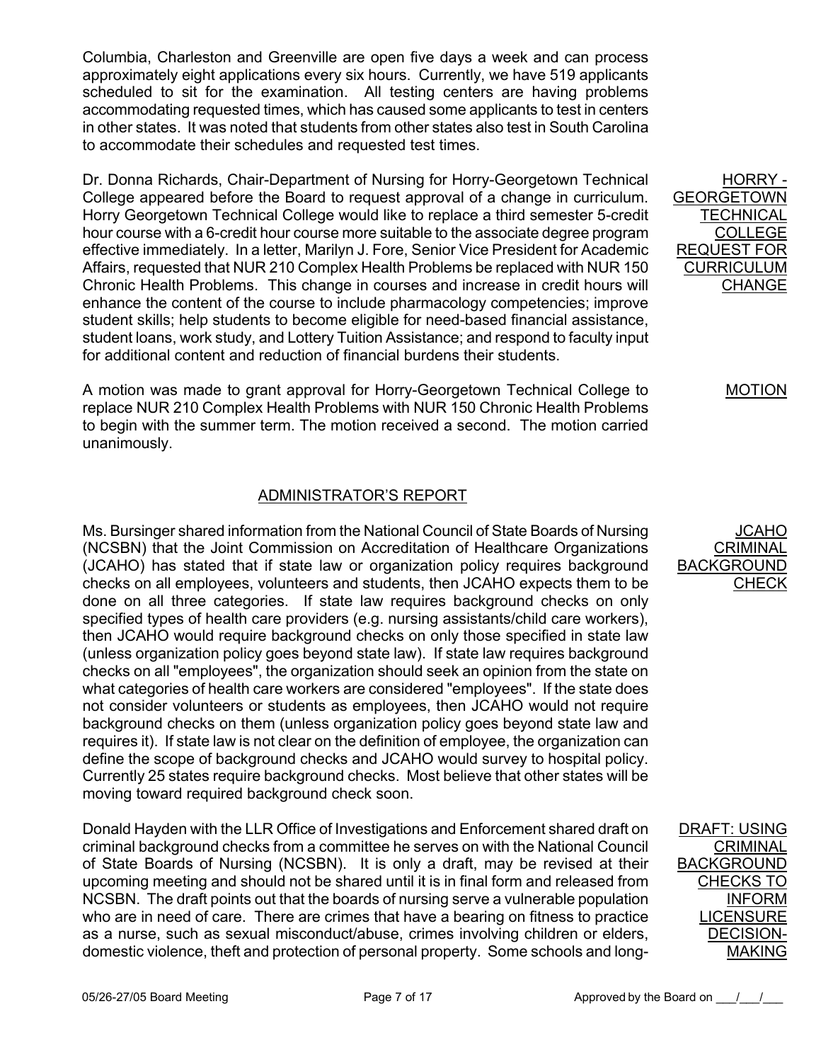Columbia, Charleston and Greenville are open five days a week and can process approximately eight applications every six hours. Currently, we have 519 applicants scheduled to sit for the examination. All testing centers are having problems accommodating requested times, which has caused some applicants to test in centers in other states. It was noted that students from other states also test in South Carolina to accommodate their schedules and requested test times.

**HORRY - GEORGETOWN TECHNICAL COLLEGE REQUEST FOR CURRICULUM CHANGE**

Dr. Donna Richards, Chair-Department of Nursing for Horry-Georgetown Technical College appeared before the Board to request approval of a change in curriculum. Horry Georgetown Technical College would like to replace a third semester 5-credit hour course with a 6-credit hour course more suitable to the associate degree program effective immediately. In a letter, Marilyn J. Fore, Senior Vice President for Academic Affairs, requested that NUR 210 Complex Health Problems be replaced with NUR 150 Chronic Health Problems. This change in courses and increase in credit hours will enhance the content of the course to include pharmacology competencies; improve student skills; help students to become eligible for need-based financial assistance, student loans, work study, and Lottery Tuition Assistance; and respond to faculty input for additional content and reduction of financial burdens their students.

**MOTION**

A motion was made to grant approval for Horry-Georgetown Technical College to replace NUR 210 Complex Health Problems with NUR 150 Chronic Health Problems to begin with the summer term. The motion received a second. The motion carried unanimously.

## ADMINISTRATOR'S REPORT

**JCAHO CRIMINAL BACKGROUND CHECK**

Ms. Bursinger shared information from the National Council of State Boards of Nursing (NCSBN) that the Joint Commission on Accreditation of Healthcare Organizations (JCAHO) has stated that if state law or organization policy requires background checks on all employees, volunteers and students, then JCAHO expects them to be done on all three categories. If state law requires background checks on only specified types of health care providers (e.g. nursing assistants/child care workers), then JCAHO would require background checks on only those specified in state law (unless organization policy goes beyond state law). If state law requires background checks on all "employees", the organization should seek an opinion from the state on what categories of health care workers are considered "employees". If the state does not consider volunteers or students as employees, then JCAHO would not require background checks on them (unless organization policy goes beyond state law and requires it). If state law is not clear on the definition of employee, the organization can define the scope of background checks and JCAHO would survey to hospital policy. Currently 25 states require background checks. Most believe that other states will be moving toward required background check soon.

**DRAFT: USING CRIMINAL BACKGROUND CHECKS TO INFORM LICENSURE DECISION-MAKING**

Donald Hayden with the LLR Office of Investigations and Enforcement shared draft on criminal background checks from a committee he serves on with the National Council of State Boards of Nursing (NCSBN). It is only a draft, may be revised at their upcoming meeting and should not be shared until it is in final form and released from NCSBN. The draft points out that the boards of nursing serve a vulnerable population who are in need of care. There are crimes that have a bearing on fitness to practice as a nurse, such as sexual misconduct/abuse, crimes involving children or elders, domestic violence, theft and protection of personal property. Some schools and long-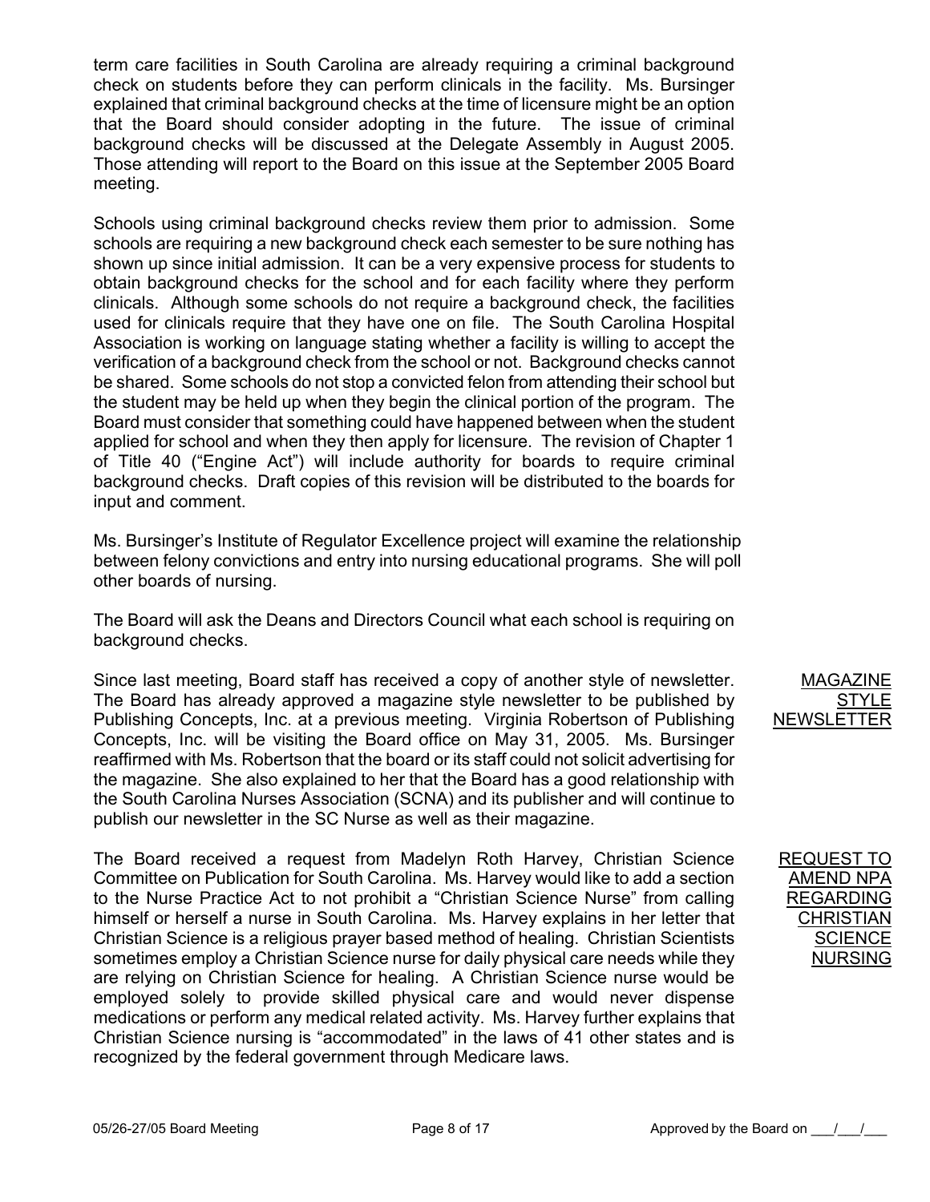term care facilities in South Carolina are already requiring a criminal background check on students before they can perform clinicals in the facility. Ms. Bursinger explained that criminal background checks at the time of licensure might be an option that the Board should consider adopting in the future. The issue of criminal background checks will be discussed at the Delegate Assembly in August 2005. Those attending will report to the Board on this issue at the September 2005 Board meeting.

Schools using criminal background checks review them prior to admission. Some schools are requiring a new background check each semester to be sure nothing has shown up since initial admission. It can be a very expensive process for students to obtain background checks for the school and for each facility where they perform clinicals. Although some schools do not require a background check, the facilities used for clinicals require that they have one on file. The South Carolina Hospital Association is working on language stating whether a facility is willing to accept the verification of a background check from the school or not. Background checks cannot be shared. Some schools do not stop a convicted felon from attending their school but the student may be held up when they begin the clinical portion of the program. The Board must consider that something could have happened between when the student applied for school and when they then apply for licensure. The revision of Chapter 1 of Title 40 ("Engine Act") will include authority for boards to require criminal background checks. Draft copies of this revision will be distributed to the boards for input and comment.

Ms. Bursinger's Institute of Regulator Excellence project will examine the relationship between felony convictions and entry into nursing educational programs. She will poll other boards of nursing.

The Board will ask the Deans and Directors Council what each school is requiring on background checks.

**MAGAZINE STYLE NEWSLETTER**

Since last meeting, Board staff has received a copy of another style of newsletter. The Board has already approved a magazine style newsletter to be published by Publishing Concepts, Inc. at a previous meeting. Virginia Robertson of Publishing Concepts, Inc. will be visiting the Board office on May 31, 2005. Ms. Bursinger reaffirmed with Ms. Robertson that the board or its staff could not solicit advertising for the magazine. She also explained to her that the Board has a good relationship with the South Carolina Nurses Association (SCNA) and its publisher and will continue to publish our newsletter in the SC Nurse as well as their magazine.

**REQUEST TO AMEND NPA REGARDING CHRISTIAN SCIENCE NURSING**

The Board received a request from Madelyn Roth Harvey, Christian Science Committee on Publication for South Carolina. Ms. Harvey would like to add a section to the Nurse Practice Act to not prohibit a "Christian Science Nurse" from calling himself or herself a nurse in South Carolina. Ms. Harvey explains in her letter that Christian Science is a religious prayer based method of healing. Christian Scientists sometimes employ a Christian Science nurse for daily physical care needs while they are relying on Christian Science for healing. A Christian Science nurse would be employed solely to provide skilled physical care and would never dispense medications or perform any medical related activity. Ms. Harvey further explains that Christian Science nursing is "accommodated" in the laws of 41 other states and is recognized by the federal government through Medicare laws.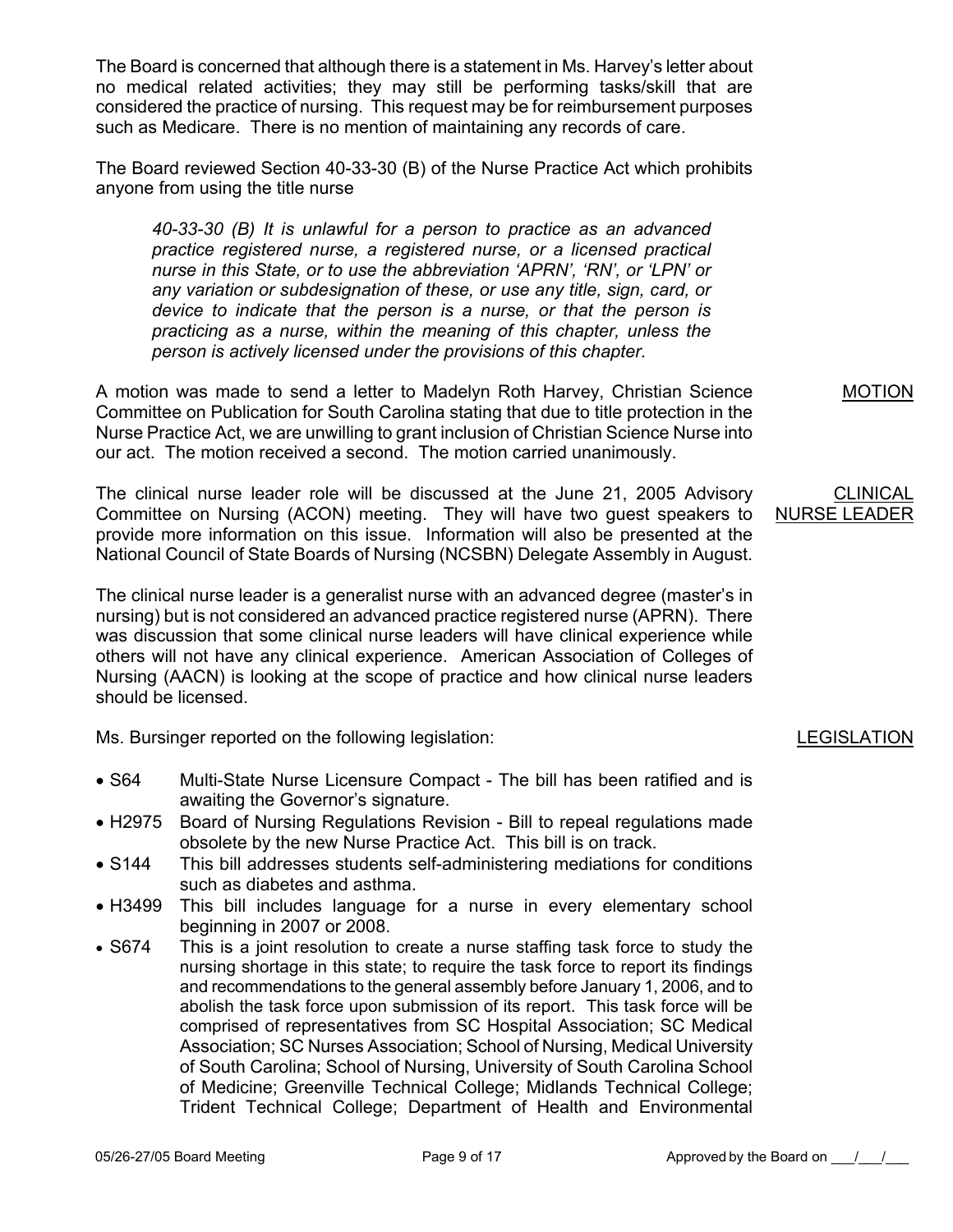The Board is concerned that although there is a statement in Ms. Harvey's letter about no medical related activities; they may still be performing tasks/skill that are considered the practice of nursing. This request may be for reimbursement purposes such as Medicare. There is no mention of maintaining any records of care.

The Board reviewed Section 40-33-30 (B) of the Nurse Practice Act which prohibits anyone from using the title nurse

> *40-33-30 (B) It is unlawful for a person to practice as an advanced practice registered nurse, a registered nurse, or a licensed practical nurse in this State, or to use the abbreviation 'APRN', 'RN', or 'LPN' or any variation or subdesignation of these, or use any title, sign, card, or device to indicate that the person is a nurse, or that the person is practicing as a nurse, within the meaning of this chapter, unless the person is actively licensed under the provisions of this chapter.*

MOTION

A motion was made to send a letter to Madelyn Roth Harvey, Christian Science Committee on Publication for South Carolina stating that due to title protection in the Nurse Practice Act, we are unwilling to grant inclusion of Christian Science Nurse into our act. The motion received a second. The motion carried unanimously.

CLINICAL NURSE LEADER

The clinical nurse leader role will be discussed at the June 21, 2005 Advisory Committee on Nursing (ACON) meeting. They will have two guest speakers to provide more information on this issue. Information will also be presented at the National Council of State Boards of Nursing (NCSBN) Delegate Assembly in August.

The clinical nurse leader is a generalist nurse with an advanced degree (master's in nursing) but is not considered an advanced practice registered nurse (APRN). There was discussion that some clinical nurse leaders will have clinical experience while others will not have any clinical experience. American Association of Colleges of Nursing (AACN) is looking at the scope of practice and how clinical nurse leaders should be licensed.

LEGISLATION

Ms. Bursinger reported on the following legislation:

- S64 Multi-State Nurse Licensure Compact - The bill has been ratified and is awaiting the Governor's signature.
- H2975 Board of Nursing Regulations Revision - Bill to repeal regulations made obsolete by the new Nurse Practice Act. This bill is on track.
- S144 This bill addresses students self-administering mediations for conditions such as diabetes and asthma.
- H3499 This bill includes language for a nurse in every elementary school beginning in 2007 or 2008.
- S674 This is a joint resolution to create a nurse staffing task force to study the nursing shortage in this state; to require the task force to report its findings and recommendations to the general assembly before January 1, 2006, and to abolish the task force upon submission of its report. This task force will be comprised of representatives from SC Hospital Association; SC Medical Association; SC Nurses Association; School of Nursing, Medical University of South Carolina; School of Nursing, University of South Carolina School of Medicine; Greenville Technical College; Midlands Technical College; Trident Technical College; Department of Health and Environmental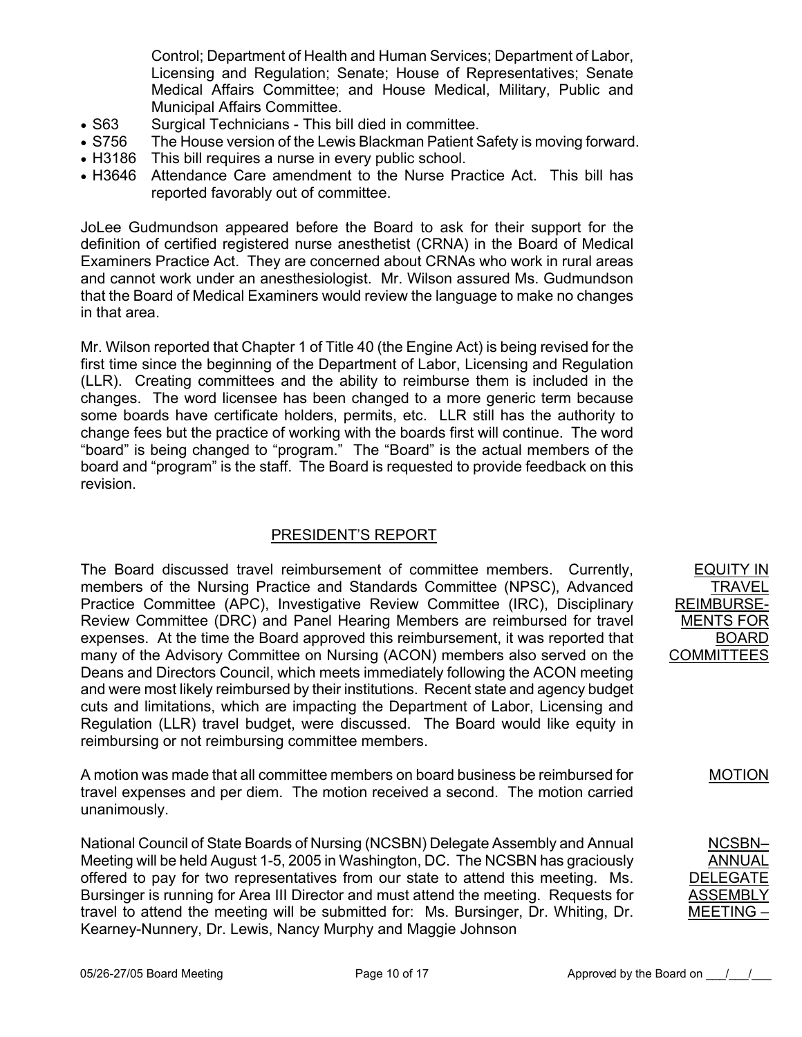Control; Department of Health and Human Services; Department of Labor, Licensing and Regulation; Senate; House of Representatives; Senate Medical Affairs Committee; and House Medical, Military, Public and Municipal Affairs Committee.

- S63 Surgical Technicians - This bill died in committee.
- S756 The House version of the Lewis Blackman Patient Safety is moving forward.
- H3186 This bill requires a nurse in every public school.
- H3646 Attendance Care amendment to the Nurse Practice Act. This bill has reported favorably out of committee.

JoLee Gudmundson appeared before the Board to ask for their support for the definition of certified registered nurse anesthetist (CRNA) in the Board of Medical Examiners Practice Act. They are concerned about CRNAs who work in rural areas and cannot work under an anesthesiologist. Mr. Wilson assured Ms. Gudmundson that the Board of Medical Examiners would review the language to make no changes in that area.

Mr. Wilson reported that Chapter 1 of Title 40 (the Engine Act) is being revised for the first time since the beginning of the Department of Labor, Licensing and Regulation (LLR). Creating committees and the ability to reimburse them is included in the changes. The word licensee has been changed to a more generic term because some boards have certificate holders, permits, etc. LLR still has the authority to change fees but the practice of working with the boards first will continue. The word "board" is being changed to "program." The "Board" is the actual members of the board and "program" is the staff. The Board is requested to provide feedback on this revision.

## PRESIDENT'S REPORT

**EQUITY IN TRAVEL REIMBURSEMENTS FOR BOARD COMMITTEES**

The Board discussed travel reimbursement of committee members. Currently, members of the Nursing Practice and Standards Committee (NPSC), Advanced Practice Committee (APC), Investigative Review Committee (IRC), Disciplinary Review Committee (DRC) and Panel Hearing Members are reimbursed for travel expenses. At the time the Board approved this reimbursement, it was reported that many of the Advisory Committee on Nursing (ACON) members also served on the Deans and Directors Council, which meets immediately following the ACON meeting and were most likely reimbursed by their institutions. Recent state and agency budget cuts and limitations, which are impacting the Department of Labor, Licensing and Regulation (LLR) travel budget, were discussed. The Board would like equity in reimbursing or not reimbursing committee members.

**MOTION**

A motion was made that all committee members on board business be reimbursed for travel expenses and per diem. The motion received a second. The motion carried unanimously.

**NCSBN– ANNUAL DELEGATE ASSEMBLY MEETING –**

National Council of State Boards of Nursing (NCSBN) Delegate Assembly and Annual Meeting will be held August 1-5, 2005 in Washington, DC. The NCSBN has graciously offered to pay for two representatives from our state to attend this meeting. Ms. Bursinger is running for Area III Director and must attend the meeting. Requests for travel to attend the meeting will be submitted for: Ms. Bursinger, Dr. Whiting, Dr. Kearney-Nunnery, Dr. Lewis, Nancy Murphy and Maggie Johnson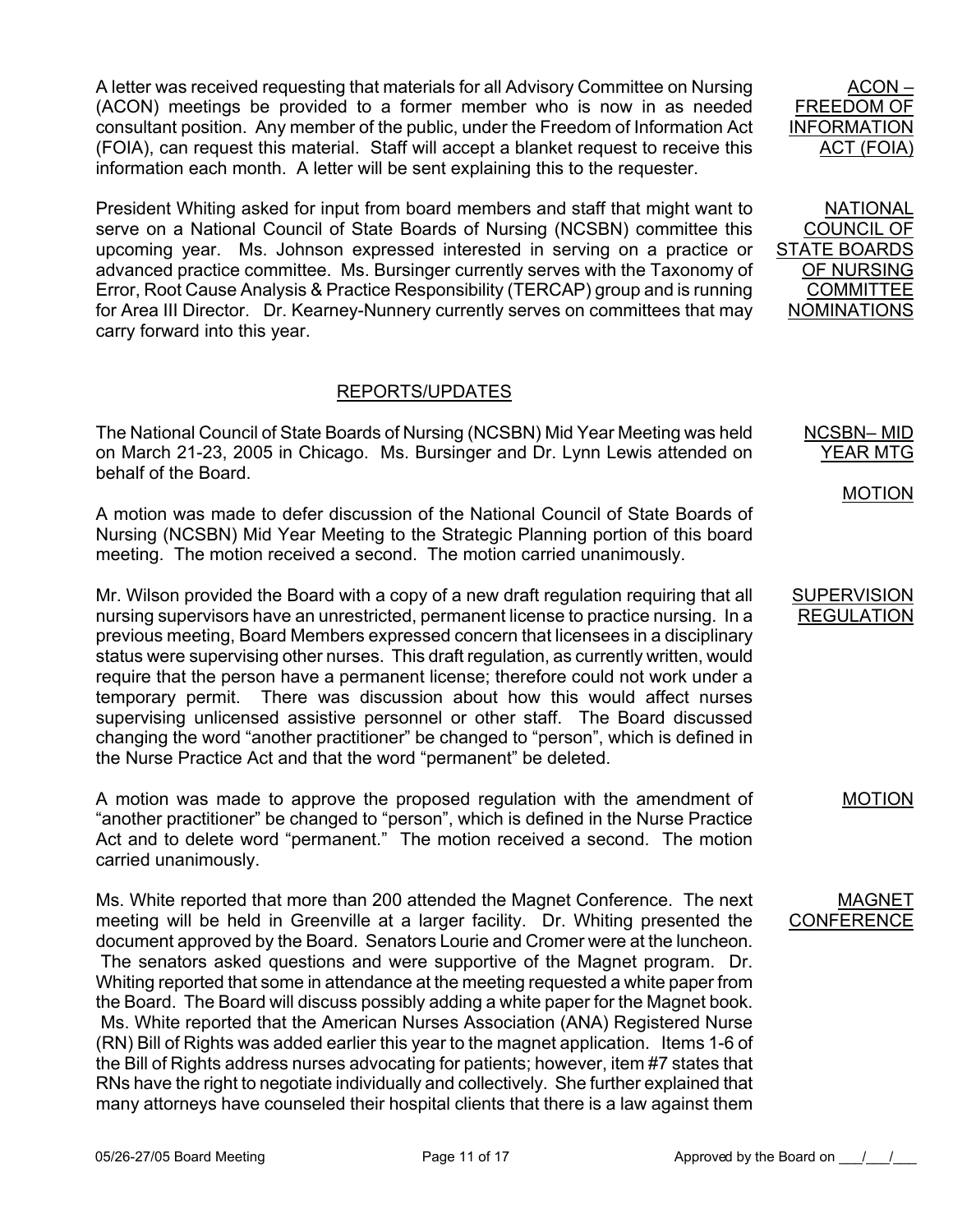A letter was received requesting that materials for all Advisory Committee on Nursing (ACON) meetings be provided to a former member who is now in as needed consultant position. Any member of the public, under the Freedom of Information Act (FOIA), can request this material. Staff will accept a blanket request to receive this information each month. A letter will be sent explaining this to the requester.

**ACON – FREEDOM OF INFORMATION ACT (FOIA)**

President Whiting asked for input from board members and staff that might want to serve on a National Council of State Boards of Nursing (NCSBN) committee this upcoming year. Ms. Johnson expressed interested in serving on a practice or advanced practice committee. Ms. Bursinger currently serves with the Taxonomy of Error, Root Cause Analysis & Practice Responsibility (TERCAP) group and is running for Area III Director. Dr. Kearney-Nunnery currently serves on committees that may carry forward into this year.

**NATIONAL COUNCIL OF STATE BOARDS OF NURSING COMMITTEE NOMINATIONS**

## REPORTS/UPDATES

**NCSBN– MID YEAR MTG**

The National Council of State Boards of Nursing (NCSBN) Mid Year Meeting was held on March 21-23, 2005 in Chicago. Ms. Bursinger and Dr. Lynn Lewis attended on behalf of the Board.

**MOTION**

A motion was made to defer discussion of the National Council of State Boards of Nursing (NCSBN) Mid Year Meeting to the Strategic Planning portion of this board meeting. The motion received a second. The motion carried unanimously.

**SUPERVISION REGULATION**

Mr. Wilson provided the Board with a copy of a new draft regulation requiring that all nursing supervisors have an unrestricted, permanent license to practice nursing. In a previous meeting, Board Members expressed concern that licensees in a disciplinary status were supervising other nurses. This draft regulation, as currently written, would require that the person have a permanent license; therefore could not work under a temporary permit. There was discussion about how this would affect nurses supervising unlicensed assistive personnel or other staff. The Board discussed changing the word "another practitioner" be changed to "person", which is defined in the Nurse Practice Act and that the word "permanent" be deleted.

**MOTION**

A motion was made to approve the proposed regulation with the amendment of "another practitioner" be changed to "person", which is defined in the Nurse Practice Act and to delete word "permanent." The motion received a second. The motion carried unanimously.

**MAGNET CONFERENCE**

Ms. White reported that more than 200 attended the Magnet Conference. The next meeting will be held in Greenville at a larger facility. Dr. Whiting presented the document approved by the Board. Senators Lourie and Cromer were at the luncheon. The senators asked questions and were supportive of the Magnet program. Dr. Whiting reported that some in attendance at the meeting requested a white paper from the Board. The Board will discuss possibly adding a white paper for the Magnet book. Ms. White reported that the American Nurses Association (ANA) Registered Nurse (RN) Bill of Rights was added earlier this year to the magnet application. Items 1-6 of the Bill of Rights address nurses advocating for patients; however, item #7 states that RNs have the right to negotiate individually and collectively. She further explained that many attorneys have counseled their hospital clients that there is a law against them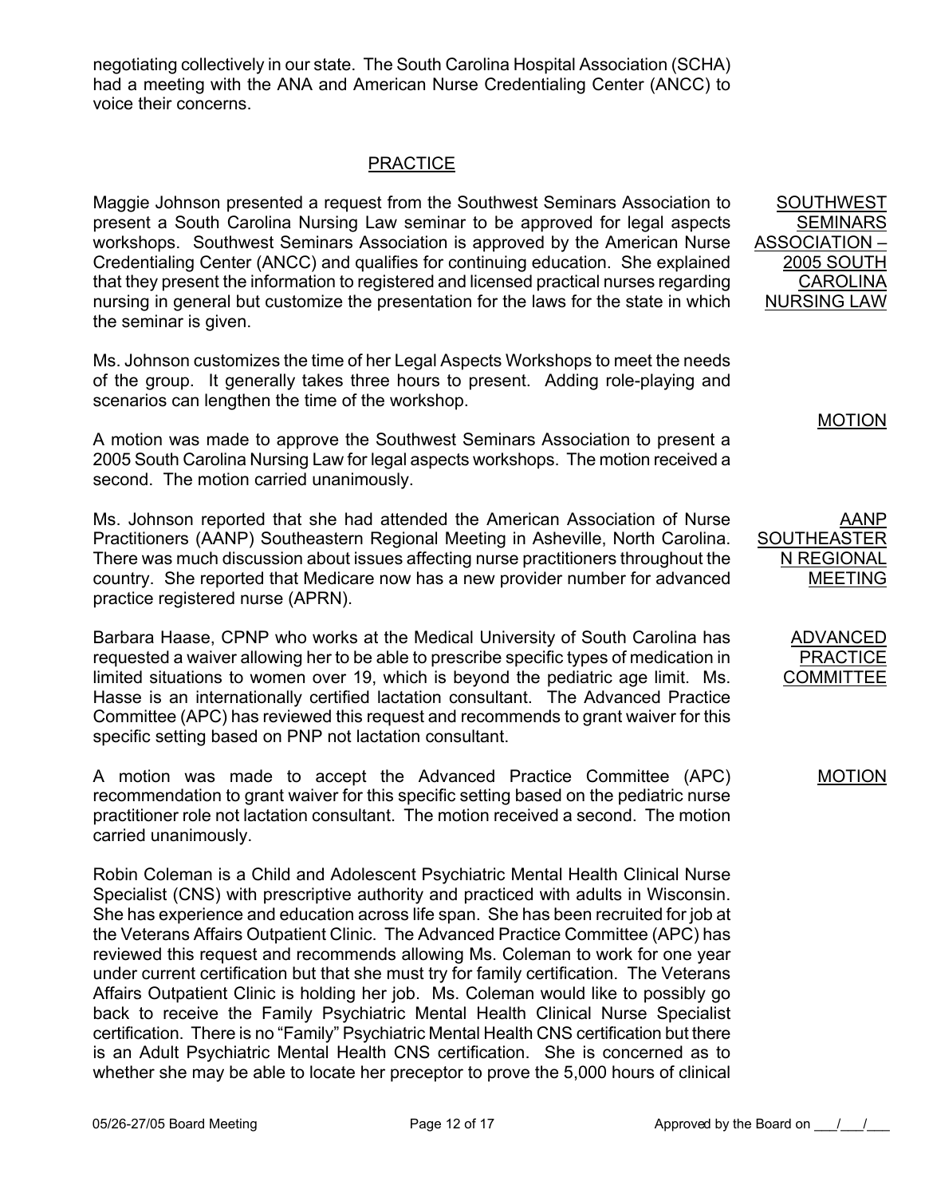negotiating collectively in our state. The South Carolina Hospital Association (SCHA) had a meeting with the ANA and American Nurse Credentialing Center (ANCC) to voice their concerns.

## PRACTICE

**SOUTHWEST SEMINARS ASSOCIATION – 2005 SOUTH CAROLINA NURSING LAW**

Maggie Johnson presented a request from the Southwest Seminars Association to present a South Carolina Nursing Law seminar to be approved for legal aspects workshops. Southwest Seminars Association is approved by the American Nurse Credentialing Center (ANCC) and qualifies for continuing education. She explained that they present the information to registered and licensed practical nurses regarding nursing in general but customize the presentation for the laws for the state in which the seminar is given.

Ms. Johnson customizes the time of her Legal Aspects Workshops to meet the needs of the group. It generally takes three hours to present. Adding role-playing and scenarios can lengthen the time of the workshop.

**MOTION**

A motion was made to approve the Southwest Seminars Association to present a 2005 South Carolina Nursing Law for legal aspects workshops. The motion received a second. The motion carried unanimously.

**AANP SOUTHEASTERN REGIONAL MEETING**

Ms. Johnson reported that she had attended the American Association of Nurse Practitioners (AANP) Southeastern Regional Meeting in Asheville, North Carolina. There was much discussion about issues affecting nurse practitioners throughout the country. She reported that Medicare now has a new provider number for advanced practice registered nurse (APRN).

**ADVANCED PRACTICE COMMITTEE**

Barbara Haase, CPNP who works at the Medical University of South Carolina has requested a waiver allowing her to be able to prescribe specific types of medication in limited situations to women over 19, which is beyond the pediatric age limit. Ms. Hasse is an internationally certified lactation consultant. The Advanced Practice Committee (APC) has reviewed this request and recommends to grant waiver for this specific setting based on PNP not lactation consultant.

**MOTION**

A motion was made to accept the Advanced Practice Committee (APC) recommendation to grant waiver for this specific setting based on the pediatric nurse practitioner role not lactation consultant. The motion received a second. The motion carried unanimously.

Robin Coleman is a Child and Adolescent Psychiatric Mental Health Clinical Nurse Specialist (CNS) with prescriptive authority and practiced with adults in Wisconsin. She has experience and education across life span. She has been recruited for job at the Veterans Affairs Outpatient Clinic. The Advanced Practice Committee (APC) has reviewed this request and recommends allowing Ms. Coleman to work for one year under current certification but that she must try for family certification. The Veterans Affairs Outpatient Clinic is holding her job. Ms. Coleman would like to possibly go back to receive the Family Psychiatric Mental Health Clinical Nurse Specialist certification. There is no "Family" Psychiatric Mental Health CNS certification but there is an Adult Psychiatric Mental Health CNS certification. She is concerned as to whether she may be able to locate her preceptor to prove the 5,000 hours of clinical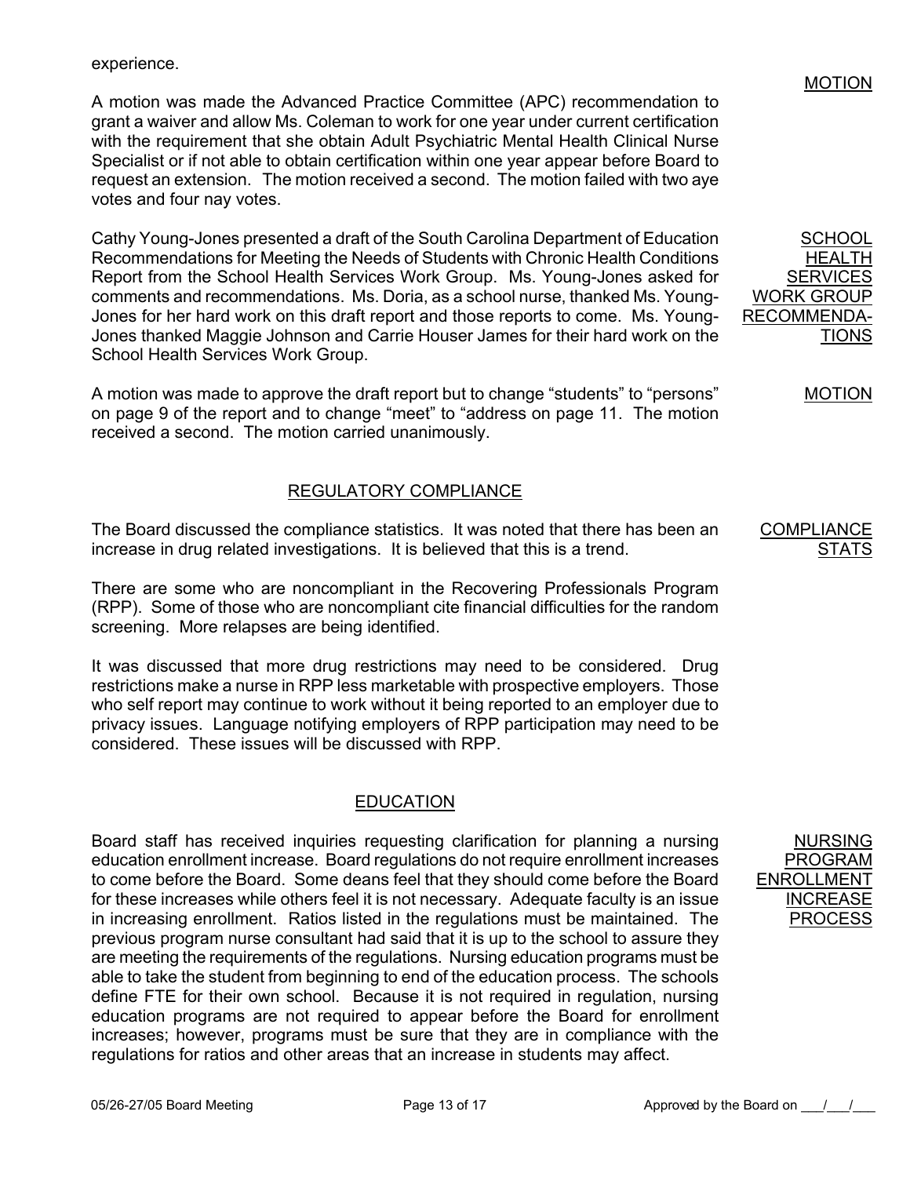experience.

**MOTION**

A motion was made the Advanced Practice Committee (APC) recommendation to grant a waiver and allow Ms. Coleman to work for one year under current certification with the requirement that she obtain Adult Psychiatric Mental Health Clinical Nurse Specialist or if not able to obtain certification within one year appear before Board to request an extension. The motion received a second. The motion failed with two aye votes and four nay votes.

**SCHOOL HEALTH SERVICES WORK GROUP RECOMMENDATIONS**

Cathy Young-Jones presented a draft of the South Carolina Department of Education Recommendations for Meeting the Needs of Students with Chronic Health Conditions Report from the School Health Services Work Group. Ms. Young-Jones asked for comments and recommendations. Ms. Doria, as a school nurse, thanked Ms. Young-Jones for her hard work on this draft report and those reports to come. Ms. Young-Jones thanked Maggie Johnson and Carrie Houser James for their hard work on the School Health Services Work Group.

**MOTION**

A motion was made to approve the draft report but to change "students" to "persons" on page 9 of the report and to change "meet" to "address on page 11. The motion received a second. The motion carried unanimously.

## REGULATORY COMPLIANCE

**COMPLIANCE STATS**

The Board discussed the compliance statistics. It was noted that there has been an increase in drug related investigations. It is believed that this is a trend.

There are some who are noncompliant in the Recovering Professionals Program (RPP). Some of those who are noncompliant cite financial difficulties for the random screening. More relapses are being identified.

It was discussed that more drug restrictions may need to be considered. Drug restrictions make a nurse in RPP less marketable with prospective employers. Those who self report may continue to work without it being reported to an employer due to privacy issues. Language notifying employers of RPP participation may need to be considered. These issues will be discussed with RPP.

## EDUCATION

**NURSING PROGRAM ENROLLMENT INCREASE PROCESS**

Board staff has received inquiries requesting clarification for planning a nursing education enrollment increase. Board regulations do not require enrollment increases to come before the Board. Some deans feel that they should come before the Board for these increases while others feel it is not necessary. Adequate faculty is an issue in increasing enrollment. Ratios listed in the regulations must be maintained. The previous program nurse consultant had said that it is up to the school to assure they are meeting the requirements of the regulations. Nursing education programs must be able to take the student from beginning to end of the education process. The schools define FTE for their own school. Because it is not required in regulation, nursing education programs are not required to appear before the Board for enrollment increases; however, programs must be sure that they are in compliance with the regulations for ratios and other areas that an increase in students may affect.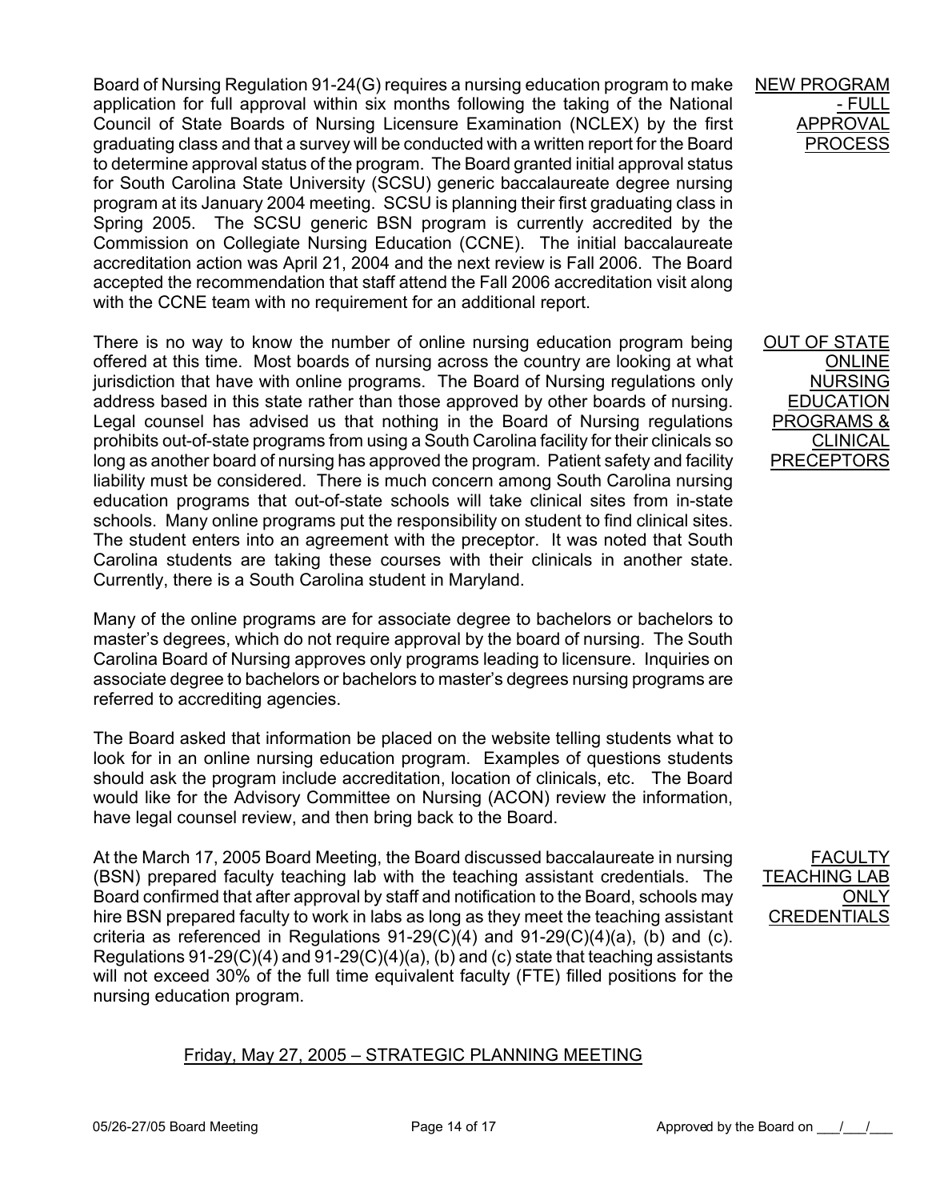**NEW PROGRAM - FULL APPROVAL PROCESS**

Board of Nursing Regulation 91-24(G) requires a nursing education program to make application for full approval within six months following the taking of the National Council of State Boards of Nursing Licensure Examination (NCLEX) by the first graduating class and that a survey will be conducted with a written report for the Board to determine approval status of the program. The Board granted initial approval status for South Carolina State University (SCSU) generic baccalaureate degree nursing program at its January 2004 meeting. SCSU is planning their first graduating class in Spring 2005. The SCSU generic BSN program is currently accredited by the Commission on Collegiate Nursing Education (CCNE). The initial baccalaureate accreditation action was April 21, 2004 and the next review is Fall 2006. The Board accepted the recommendation that staff attend the Fall 2006 accreditation visit along with the CCNE team with no requirement for an additional report.

**OUT OF STATE ONLINE NURSING EDUCATION PROGRAMS & CLINICAL PRECEPTORS**

There is no way to know the number of online nursing education program being offered at this time. Most boards of nursing across the country are looking at what jurisdiction that have with online programs. The Board of Nursing regulations only address based in this state rather than those approved by other boards of nursing. Legal counsel has advised us that nothing in the Board of Nursing regulations prohibits out-of-state programs from using a South Carolina facility for their clinicals so long as another board of nursing has approved the program. Patient safety and facility liability must be considered. There is much concern among South Carolina nursing education programs that out-of-state schools will take clinical sites from in-state schools. Many online programs put the responsibility on student to find clinical sites. The student enters into an agreement with the preceptor. It was noted that South Carolina students are taking these courses with their clinicals in another state. Currently, there is a South Carolina student in Maryland.

Many of the online programs are for associate degree to bachelors or bachelors to master's degrees, which do not require approval by the board of nursing. The South Carolina Board of Nursing approves only programs leading to licensure. Inquiries on associate degree to bachelors or bachelors to master's degrees nursing programs are referred to accrediting agencies.

The Board asked that information be placed on the website telling students what to look for in an online nursing education program. Examples of questions students should ask the program include accreditation, location of clinicals, etc. The Board would like for the Advisory Committee on Nursing (ACON) review the information, have legal counsel review, and then bring back to the Board.

**FACULTY TEACHING LAB ONLY CREDENTIALS**

At the March 17, 2005 Board Meeting, the Board discussed baccalaureate in nursing (BSN) prepared faculty teaching lab with the teaching assistant credentials. The Board confirmed that after approval by staff and notification to the Board, schools may hire BSN prepared faculty to work in labs as long as they meet the teaching assistant criteria as referenced in Regulations 91-29(C)(4) and 91-29(C)(4)(a), (b) and (c). Regulations 91-29(C)(4) and 91-29(C)(4)(a), (b) and (c) state that teaching assistants will not exceed 30% of the full time equivalent faculty (FTE) filled positions for the nursing education program.

## Friday, May 27, 2005 – STRATEGIC PLANNING MEETING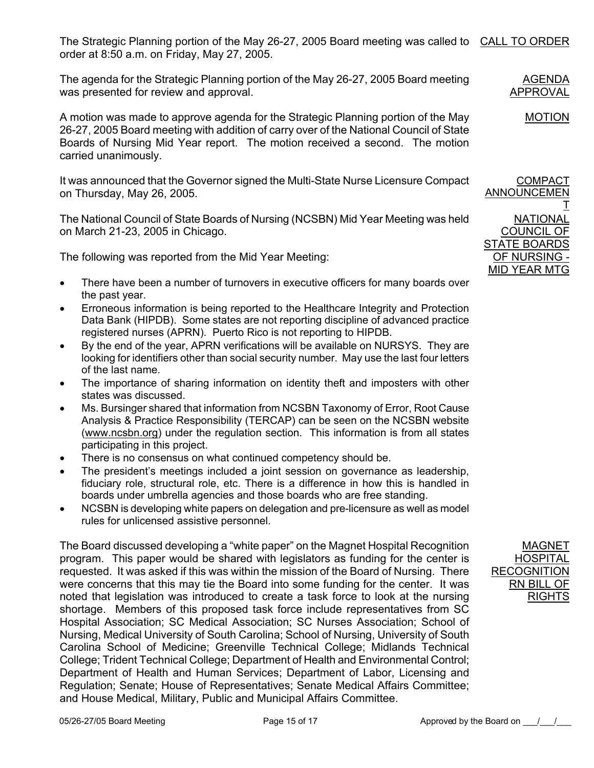**CALL TO ORDER**

The Strategic Planning portion of the May 26-27, 2005 Board meeting was called to order at 8:50 a.m. on Friday, May 27, 2005.

**AGENDA APPROVAL**

The agenda for the Strategic Planning portion of the May 26-27, 2005 Board meeting was presented for review and approval.

**MOTION**

A motion was made to approve agenda for the Strategic Planning portion of the May 26-27, 2005 Board meeting with addition of carry over of the National Council of State Boards of Nursing Mid Year report. The motion received a second. The motion carried unanimously.

**COMPACT ANNOUNCEMENT**

It was announced that the Governor signed the Multi-State Nurse Licensure Compact on Thursday, May 26, 2005.

**NATIONAL COUNCIL OF STATE BOARDS OF NURSING - MID YEAR MTG**

The National Council of State Boards of Nursing (NCSBN) Mid Year Meeting was held on March 21-23, 2005 in Chicago.

The following was reported from the Mid Year Meeting:

- There have been a number of turnovers in executive officers for many boards over the past year.
- Erroneous information is being reported to the Healthcare Integrity and Protection Data Bank (HIPDB). Some states are not reporting discipline of advanced practice registered nurses (APRN). Puerto Rico is not reporting to HIPDB.
- By the end of the year, APRN verifications will be available on NURSYS. They are looking for identifiers other than social security number. May use the last four letters of the last name.
- The importance of sharing information on identity theft and imposters with other states was discussed.
- Ms. Bursinger shared that information from NCSBN Taxonomy of Error, Root Cause Analysis & Practice Responsibility (TERCAP) can be seen on the NCSBN website (www.ncsbn.org) under the regulation section. This information is from all states participating in this project.
- There is no consensus on what continued competency should be.
- The president's meetings included a joint session on governance as leadership, fiduciary role, structural role, etc. There is a difference in how this is handled in boards under umbrella agencies and those boards who are free standing.
- NCSBN is developing white papers on delegation and pre-licensure as well as model rules for unlicensed assistive personnel.

**MAGNET HOSPITAL RECOGNITION RN BILL OF RIGHTS**

The Board discussed developing a "white paper" on the Magnet Hospital Recognition program. This paper would be shared with legislators as funding for the center is requested. It was asked if this was within the mission of the Board of Nursing. There were concerns that this may tie the Board into some funding for the center. It was noted that legislation was introduced to create a task force to look at the nursing shortage. Members of this proposed task force include representatives from SC Hospital Association; SC Medical Association; SC Nurses Association; School of Nursing, Medical University of South Carolina; School of Nursing, University of South Carolina School of Medicine; Greenville Technical College; Midlands Technical College; Trident Technical College; Department of Health and Environmental Control; Department of Health and Human Services; Department of Labor, Licensing and Regulation; Senate; House of Representatives; Senate Medical Affairs Committee; and House Medical, Military, Public and Municipal Affairs Committee.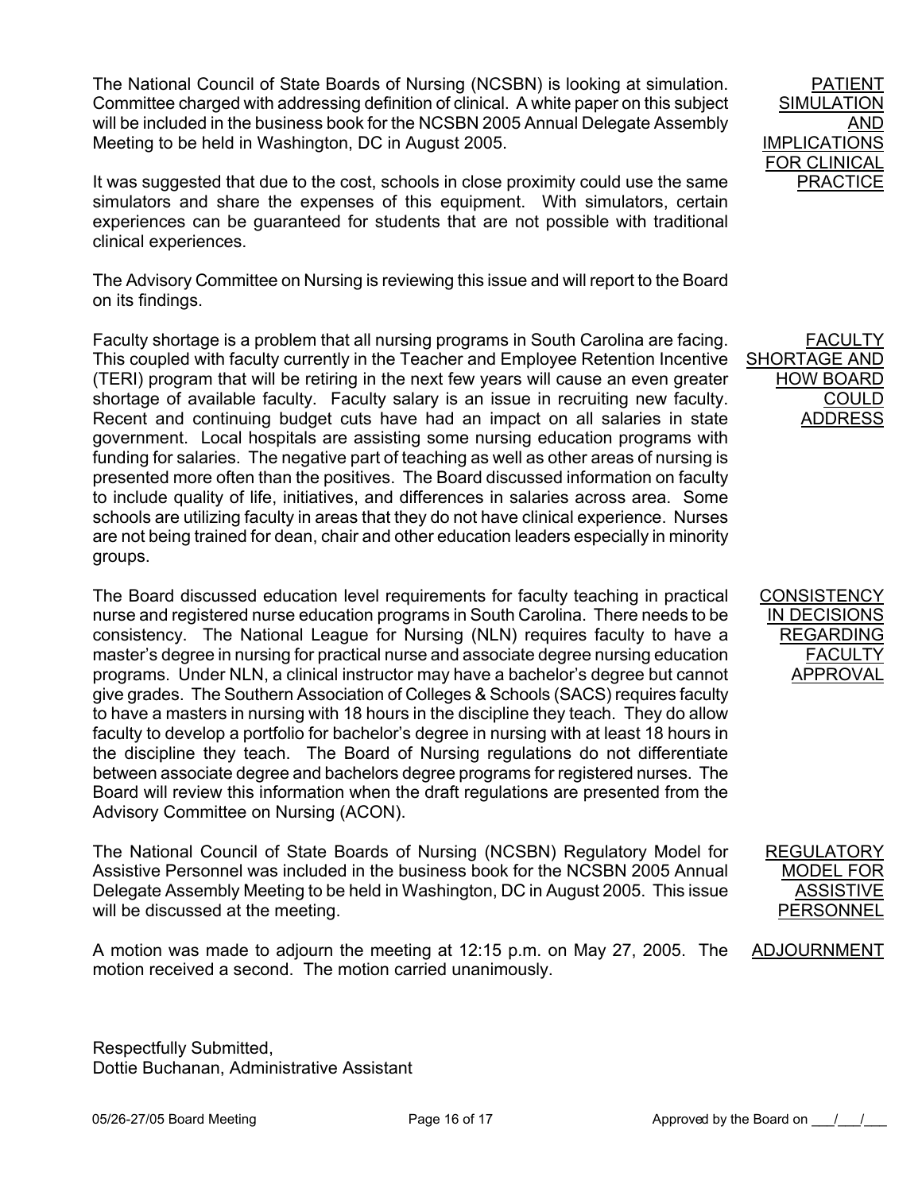**PATIENT SIMULATION AND IMPLICATIONS FOR CLINICAL PRACTICE**

The National Council of State Boards of Nursing (NCSBN) is looking at simulation. Committee charged with addressing definition of clinical. A white paper on this subject will be included in the business book for the NCSBN 2005 Annual Delegate Assembly Meeting to be held in Washington, DC in August 2005.

It was suggested that due to the cost, schools in close proximity could use the same simulators and share the expenses of this equipment. With simulators, certain experiences can be guaranteed for students that are not possible with traditional clinical experiences.

The Advisory Committee on Nursing is reviewing this issue and will report to the Board on its findings.

**FACULTY SHORTAGE AND HOW BOARD COULD ADDRESS**

Faculty shortage is a problem that all nursing programs in South Carolina are facing. This coupled with faculty currently in the Teacher and Employee Retention Incentive (TERI) program that will be retiring in the next few years will cause an even greater shortage of available faculty. Faculty salary is an issue in recruiting new faculty. Recent and continuing budget cuts have had an impact on all salaries in state government. Local hospitals are assisting some nursing education programs with funding for salaries. The negative part of teaching as well as other areas of nursing is presented more often than the positives. The Board discussed information on faculty to include quality of life, initiatives, and differences in salaries across area. Some schools are utilizing faculty in areas that they do not have clinical experience. Nurses are not being trained for dean, chair and other education leaders especially in minority groups.

**CONSISTENCY IN DECISIONS REGARDING FACULTY APPROVAL**

The Board discussed education level requirements for faculty teaching in practical nurse and registered nurse education programs in South Carolina. There needs to be consistency. The National League for Nursing (NLN) requires faculty to have a master's degree in nursing for practical nurse and associate degree nursing education programs. Under NLN, a clinical instructor may have a bachelor's degree but cannot give grades. The Southern Association of Colleges & Schools (SACS) requires faculty to have a masters in nursing with 18 hours in the discipline they teach. They do allow faculty to develop a portfolio for bachelor's degree in nursing with at least 18 hours in the discipline they teach. The Board of Nursing regulations do not differentiate between associate degree and bachelors degree programs for registered nurses. The Board will review this information when the draft regulations are presented from the Advisory Committee on Nursing (ACON).

**REGULATORY MODEL FOR ASSISTIVE PERSONNEL**

The National Council of State Boards of Nursing (NCSBN) Regulatory Model for Assistive Personnel was included in the business book for the NCSBN 2005 Annual Delegate Assembly Meeting to be held in Washington, DC in August 2005. This issue will be discussed at the meeting.

**ADJOURNMENT**

A motion was made to adjourn the meeting at 12:15 p.m. on May 27, 2005. The motion received a second. The motion carried unanimously.

Respectfully Submitted,
Dottie Buchanan, Administrative Assistant